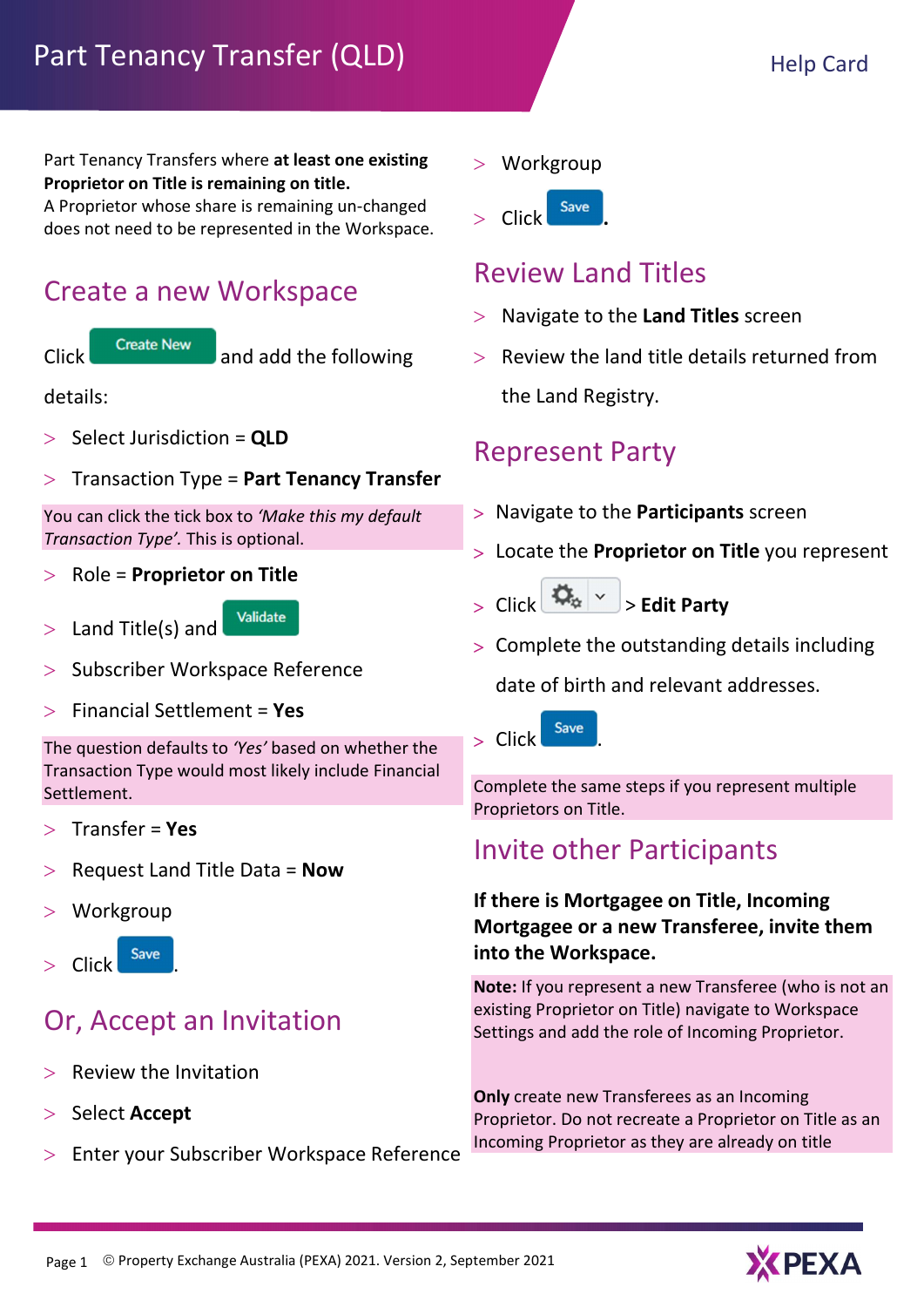# Part Tenancy Transfer (QLD)

Help Card

Part Tenancy Transfers where **at least one existing Proprietor on Title is remaining on title.**
A Proprietor whose share is remaining un-changed does not need to be represented in the Workspace.

## Create a new Workspace

Click Create New and add the following details:

- Select Jurisdiction = **QLD**
- Transaction Type = **Part Tenancy Transfer**

You can click the tick box to *'Make this my default Transaction Type'.* This is optional.

- Role = **Proprietor on Title**
- Land Title(s) and Validate
- Subscriber Workspace Reference
- Financial Settlement = **Yes**

The question defaults to *'Yes'* based on whether the Transaction Type would most likely include Financial Settlement.

- Transfer = **Yes**
- Request Land Title Data = **Now**
- Workgroup
- Click Save.

## Or, Accept an Invitation

- Review the Invitation
- Select **Accept**
- Enter your Subscriber Workspace Reference
- Workgroup
- Click Save.

## Review Land Titles

- Navigate to the **Land Titles** screen
- Review the land title details returned from the Land Registry.

## Represent Party

- Navigate to the **Participants** screen
- Locate the **Proprietor on Title** you represent
- Click ⚙ > **Edit Party**
- Complete the outstanding details including date of birth and relevant addresses.
- Click Save.

Complete the same steps if you represent multiple Proprietors on Title.

## Invite other Participants

**If there is Mortgagee on Title, Incoming Mortgagee or a new Transferee, invite them into the Workspace.**

**Note:** If you represent a new Transferee (who is not an existing Proprietor on Title) navigate to Workspace Settings and add the role of Incoming Proprietor.

**Only** create new Transferees as an Incoming Proprietor. Do not recreate a Proprietor on Title as an Incoming Proprietor as they are already on title

© Property Exchange Australia (PEXA) 2021. Version 2, September 2021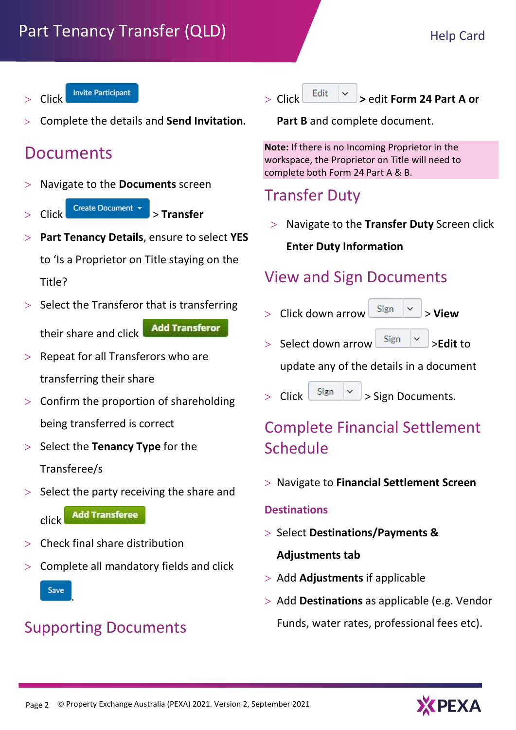- Click **Invite Participant**
- Complete the details and **Send Invitation.**

## Documents

- Navigate to the **Documents** screen
- Click **Create Document** > **Transfer**
- **Part Tenancy Details**, ensure to select **YES** to 'Is a Proprietor on Title staying on the Title?
- Select the Transferor that is transferring their share and click **Add Transferor**
- Repeat for all Transferors who are transferring their share
- Confirm the proportion of shareholding being transferred is correct
- Select the **Tenancy Type** for the Transferee/s
- Select the party receiving the share and click **Add Transferee**
- Check final share distribution
- Complete all mandatory fields and click **Save**.

## Supporting Documents

- Click **Edit** > edit **Form 24 Part A or Part B** and complete document.

**Note:** If there is no Incoming Proprietor in the workspace, the Proprietor on Title will need to complete both Form 24 Part A & B.

## Transfer Duty

- Navigate to the **Transfer Duty** Screen click **Enter Duty Information**

## View and Sign Documents

- Click down arrow **Sign** > **View**
- Select down arrow **Sign** >**Edit** to update any of the details in a document
- Click **Sign** > Sign Documents.

## Complete Financial Settlement Schedule

- Navigate to **Financial Settlement Screen**

### Destinations

- Select **Destinations/Payments & Adjustments tab**
- Add **Adjustments** if applicable
- Add **Destinations** as applicable (e.g. Vendor Funds, water rates, professional fees etc).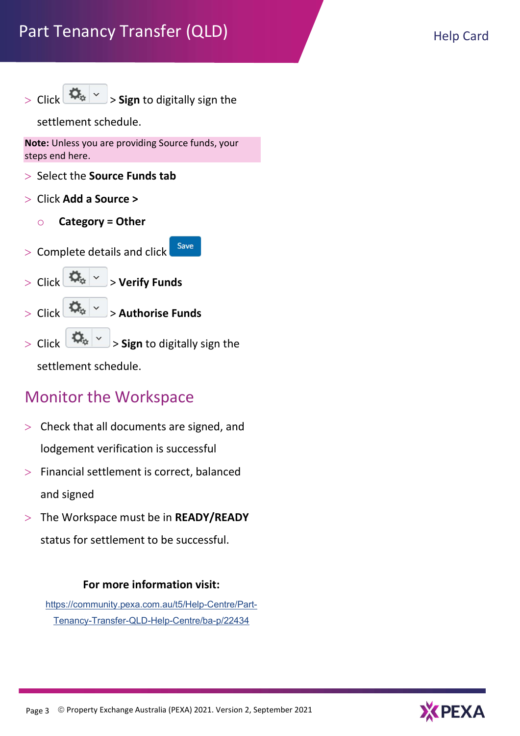- Click > **Sign** to digitally sign the settlement schedule.

**Note:** Unless you are providing Source funds, your steps end here.

- Select the **Source Funds tab**
- Click **Add a Source >**
  - **Category = Other**
- Complete details and click Save
- Click > **Verify Funds**
- Click > **Authorise Funds**
- Click > **Sign** to digitally sign the settlement schedule.

## Monitor the Workspace

- Check that all documents are signed, and lodgement verification is successful
- Financial settlement is correct, balanced and signed
- The Workspace must be in **READY/READY** status for settlement to be successful.

**For more information visit:**

https://community.pexa.com.au/t5/Help-Centre/Part-Tenancy-Transfer-QLD-Help-Centre/ba-p/22434